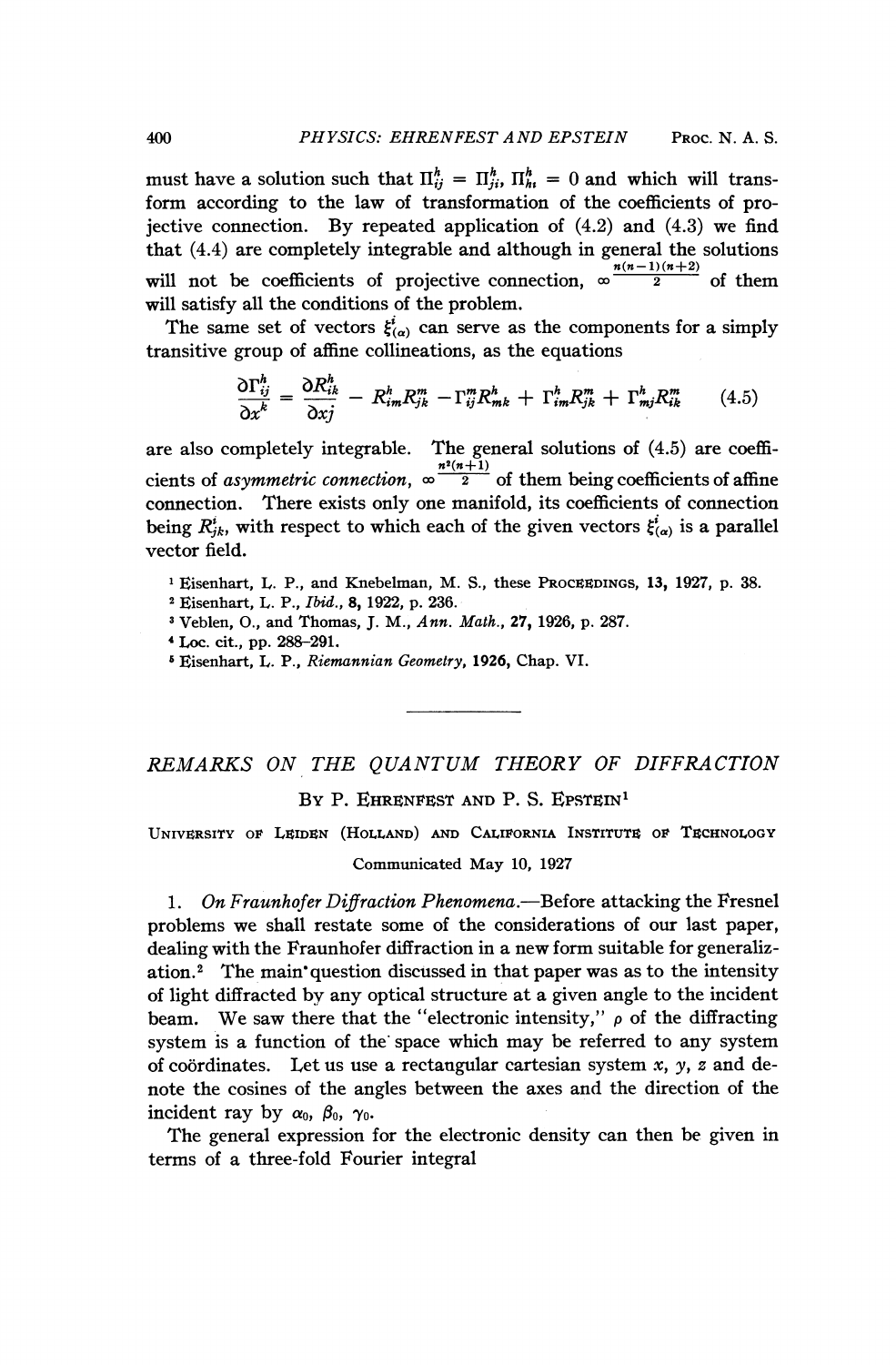must have a solution such that $\Pi_{ij}^h = \Pi_{ji}^h$, $\Pi_{hi}^h = 0$ and which will transform according to the law of transformation of the coefficients of projective connection. By repeated application of (4.2) and (4.3) we find that (4.4) are completely integrable and although in general the solutions will not be coefficients of projective connection, $\infty^{\frac{n(n-1)(n+2)}{2}}$ of them will satisfy all the conditions of the problem.

The same set of vectors $\xi_{(\alpha)}^i$ can serve as the components for a simply transitive group of affine collineations, as the equations

$$\frac{\partial \Gamma_{ij}^h}{\partial x^k} = \frac{\partial R_{ik}^h}{\partial x^j} - R_{im}^h R_{jk}^m - \Gamma_{ij}^m R_{mk}^h + \Gamma_{im}^h R_{jk}^m + \Gamma_{mj}^h R_{ik}^m \tag{4.5}$$

are also completely integrable. The general solutions of (4.5) are coefficients of *asymmetric connection*, $\infty^{\frac{n^2(n+1)}{2}}$ of them being coefficients of affine connection. There exists only one manifold, its coefficients of connection being $R_{jk}^i$, with respect to which each of the given vectors $\xi_{(\alpha)}^i$ is a parallel vector field.

[1] Eisenhart, L. P., and Knebelman, M. S., these PROCEEDINGS, 13, 1927, p. 38.

[2] Eisenhart, L. P., *Ibid.*, 8, 1922, p. 236.

[3] Veblen, O., and Thomas, J. M., *Ann. Math.*, 27, 1926, p. 287.

[4] Loc. cit., pp. 288–291.

[5] Eisenhart, L. P., *Riemannian Geometry*, 1926, Chap. VI.

---

## *REMARKS ON THE QUANTUM THEORY OF DIFFRACTION*

By P. Ehrenfest and P. S. Epstein[1]

University of Leiden (Holland) and California Institute of Technology

Communicated May 10, 1927

1. *On Fraunhofer Diffraction Phenomena.*—Before attacking the Fresnel problems we shall restate some of the considerations of our last paper, dealing with the Fraunhofer diffraction in a new form suitable for generalization.[2] The main question discussed in that paper was as to the intensity of light diffracted by any optical structure at a given angle to the incident beam. We saw there that the "electronic intensity," $\rho$ of the diffracting system is a function of the space which may be referred to any system of coördinates. Let us use a rectangular cartesian system $x$, $y$, $z$ and denote the cosines of the angles between the axes and the direction of the incident ray by $\alpha_0$, $\beta_0$, $\gamma_0$.

The general expression for the electronic density can then be given in terms of a three-fold Fourier integral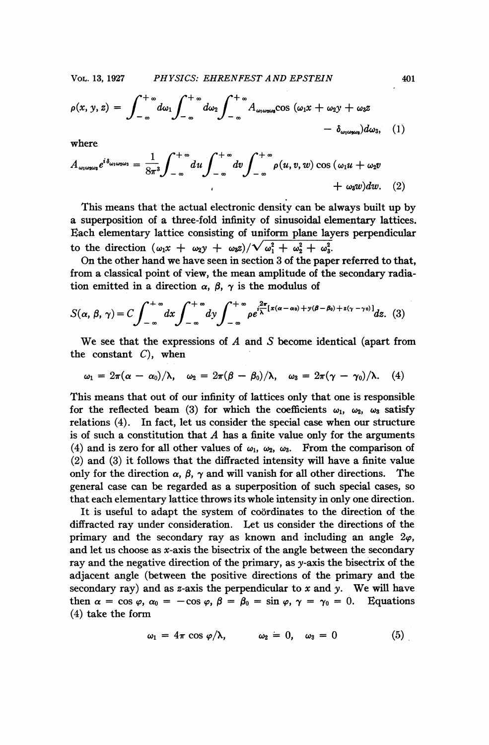$$\rho(x, y, z) = \int_{-\infty}^{+\infty} d\omega_1 \int_{-\infty}^{+\infty} d\omega_2 \int_{-\infty}^{+\infty} A_{\omega_1\omega_2\omega_3} \cos(\omega_1 x + \omega_2 y + \omega_3 z - \delta_{\omega_1\omega_2\omega_3}) d\omega_3, \quad (1)$$

where

$$A_{\omega_1\omega_2\omega_3} e^{i\delta_{\omega_1\omega_2\omega_3}} = \frac{1}{8\pi^3} \int_{-\infty}^{+\infty} du \int_{-\infty}^{+\infty} dv \int_{-\infty}^{+\infty} \rho(u, v, w) \cos(\omega_1 u + \omega_2 v + \omega_3 w) dw. \quad (2)$$

This means that the actual electronic density can be always built up by a superposition of a three-fold infinity of sinusoidal elementary lattices. Each elementary lattice consisting of uniform plane layers perpendicular to the direction $(\omega_1 x + \omega_2 y + \omega_3 z)/\sqrt{\omega_1^2 + \omega_2^2 + \omega_3^2}$.

On the other hand we have seen in section 3 of the paper referred to that, from a classical point of view, the mean amplitude of the secondary radiation emitted in a direction $\alpha$, $\beta$, $\gamma$ is the modulus of

$$S(\alpha, \beta, \gamma) = C \int_{-\infty}^{+\infty} dx \int_{-\infty}^{+\infty} dy \int_{-\infty}^{+\infty} \rho e^{i\frac{2\pi}{\lambda}[x(\alpha - \alpha_0) + y(\beta - \beta_0) + z(\gamma - \gamma_0)]} dz. \quad (3)$$

We see that the expressions of $A$ and $S$ become identical (apart from the constant $C$), when

$$\omega_1 = 2\pi(\alpha - \alpha_0)/\lambda, \quad \omega_2 = 2\pi(\beta - \beta_0)/\lambda, \quad \omega_3 = 2\pi(\gamma - \gamma_0)/\lambda. \quad (4)$$

This means that out of our infinity of lattices only that one is responsible for the reflected beam (3) for which the coefficients $\omega_1$, $\omega_2$, $\omega_3$ satisfy relations (4). In fact, let us consider the special case when our structure is of such a constitution that $A$ has a finite value only for the arguments (4) and is zero for all other values of $\omega_1$, $\omega_2$, $\omega_3$. From the comparison of (2) and (3) it follows that the diffracted intensity will have a finite value only for the direction $\alpha$, $\beta$, $\gamma$ and will vanish for all other directions. The general case can be regarded as a superposition of such special cases, so that each elementary lattice throws its whole intensity in only one direction.

It is useful to adapt the system of coördinates to the direction of the diffracted ray under consideration. Let us consider the directions of the primary and the secondary ray as known and including an angle $2\varphi$, and let us choose as $x$-axis the bisectrix of the angle between the secondary ray and the negative direction of the primary, as $y$-axis the bisectrix of the adjacent angle (between the positive directions of the primary and the secondary ray) and as $z$-axis the perpendicular to $x$ and $y$. We will have then $\alpha = \cos\varphi$, $\alpha_0 = -\cos\varphi$, $\beta = \beta_0 = \sin\varphi$, $\gamma = \gamma_0 = 0$. Equations (4) take the form

$$\omega_1 = 4\pi \cos\varphi/\lambda, \qquad \omega_2 = 0, \quad \omega_3 = 0 \quad (5)$$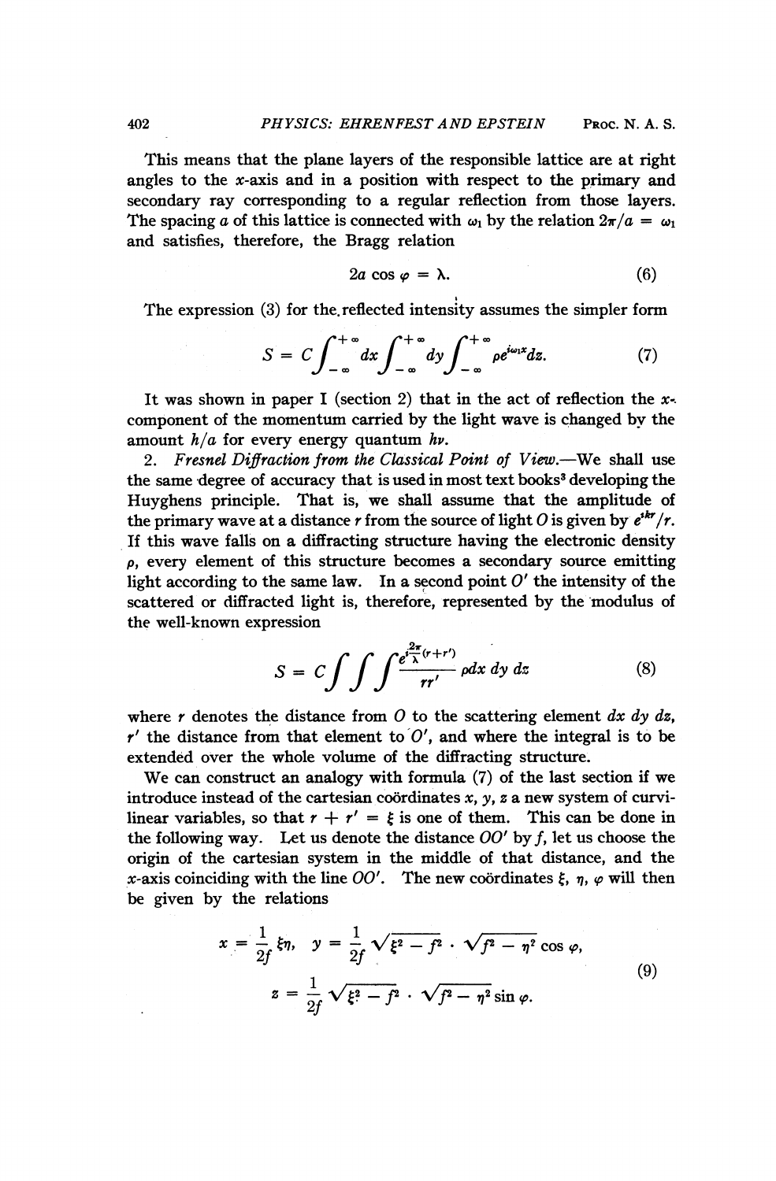This means that the plane layers of the responsible lattice are at right angles to the $x$-axis and in a position with respect to the primary and secondary ray corresponding to a regular reflection from those layers. The spacing $a$ of this lattice is connected with $\omega_1$ by the relation $2\pi/a = \omega_1$ and satisfies, therefore, the Bragg relation

$$2a \cos \varphi = \lambda. \tag{6}$$

The expression (3) for the reflected intensity assumes the simpler form

$$S = C\int_{-\infty}^{+\infty} dx \int_{-\infty}^{+\infty} dy \int_{-\infty}^{+\infty} \rho e^{i\omega_1 x} dz. \tag{7}$$

It was shown in paper I (section 2) that in the act of reflection the $x$-component of the momentum carried by the light wave is changed by the amount $h/a$ for every energy quantum $h\nu$.

2. *Fresnel Diffraction from the Classical Point of View.*—We shall use the same degree of accuracy that is used in most text books[3] developing the Huyghens principle. That is, we shall assume that the amplitude of the primary wave at a distance $r$ from the source of light $O$ is given by $e^{ikr}/r$. If this wave falls on a diffracting structure having the electronic density $\rho$, every element of this structure becomes a secondary source emitting light according to the same law. In a second point $O'$ the intensity of the scattered or diffracted light is, therefore, represented by the modulus of the well-known expression

$$S = C\int\int\int \frac{e^{i\frac{2\pi}{\lambda}(r+r')}}{rr'} \rho dx\, dy\, dz \tag{8}$$

where $r$ denotes the distance from $O$ to the scattering element $dx\, dy\, dz$, $r'$ the distance from that element to $O'$, and where the integral is to be extended over the whole volume of the diffracting structure.

We can construct an analogy with formula (7) of the last section if we introduce instead of the cartesian coördinates $x, y, z$ a new system of curvilinear variables, so that $r + r' = \xi$ is one of them. This can be done in the following way. Let us denote the distance $OO'$ by $f$, let us choose the origin of the cartesian system in the middle of that distance, and the $x$-axis coinciding with the line $OO'$. The new coördinates $\xi$, $\eta$, $\varphi$ will then be given by the relations

$$x = \frac{1}{2f}\xi\eta, \quad y = \frac{1}{2f}\sqrt{\xi^2 - f^2} \cdot \sqrt{f^2 - \eta^2} \cos \varphi,$$
$$z = \frac{1}{2f}\sqrt{\xi^2 - f^2} \cdot \sqrt{f^2 - \eta^2} \sin \varphi. \tag{9}$$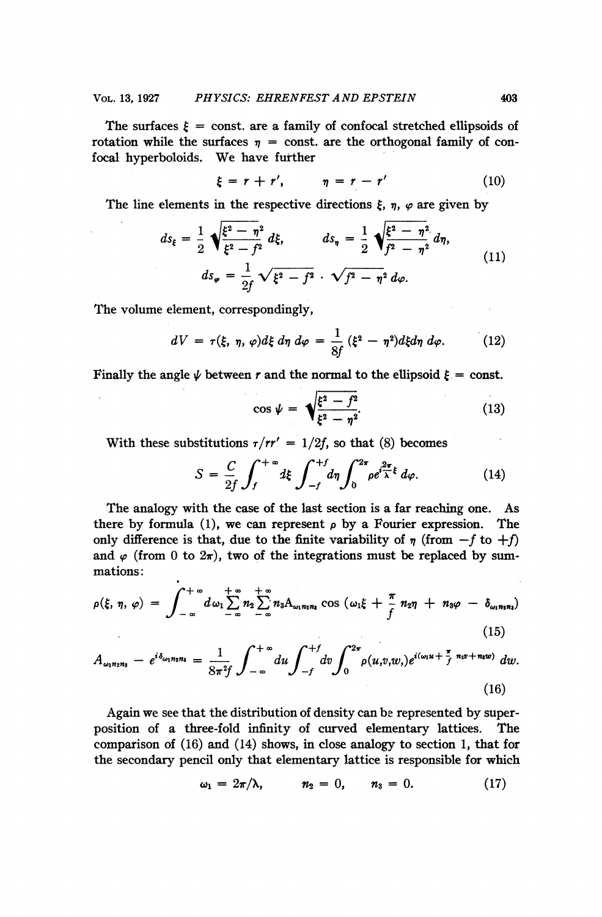The surfaces $\xi$ = const. are a family of confocal stretched ellipsoids of rotation while the surfaces $\eta$ = const. are the orthogonal family of confocal hyperboloids. We have further

$$\xi = r + r', \qquad \eta = r - r' \tag{10}$$

The line elements in the respective directions $\xi$, $\eta$, $\varphi$ are given by

$$ds_\xi = \frac{1}{2}\sqrt{\frac{\xi^2 - \eta^2}{\xi^2 - f^2}}\,d\xi, \qquad ds_\eta = \frac{1}{2}\sqrt{\frac{\xi^2 - \eta^2}{f^2 - \eta^2}}\,d\eta,$$
$$ds_\varphi = \frac{1}{2f}\sqrt{\xi^2 - f^2}\cdot\sqrt{f^2 - \eta^2}\,d\varphi. \tag{11}$$

The volume element, correspondingly,

$$dV = \tau(\xi, \eta, \varphi)d\xi\,d\eta\,d\varphi = \frac{1}{8f}(\xi^2 - \eta^2)d\xi d\eta\,d\varphi. \tag{12}$$

Finally the angle $\psi$ between $r$ and the normal to the ellipsoid $\xi$ = const.

$$\cos\psi = \sqrt{\frac{\xi^2 - f^2}{\xi^2 - \eta^2}}. \tag{13}$$

With these substitutions $\tau/rr' = 1/2f$, so that (8) becomes

$$S = \frac{C}{2f}\int_f^{+\infty} d\xi \int_{-f}^{+f} d\eta \int_0^{2\pi} \rho e^{i\frac{2\pi}{\lambda}\xi}\,d\varphi. \tag{14}$$

The analogy with the case of the last section is a far reaching one. As there by formula (1), we can represent $\rho$ by a Fourier expression. The only difference is that, due to the finite variability of $\eta$ (from $-f$ to $+f$) and $\varphi$ (from 0 to $2\pi$), two of the integrations must be replaced by summations:

$$\rho(\xi, \eta, \varphi) = \int_{-\infty}^{+\infty} d\omega_1 \sum_{-\infty}^{+\infty} n_2 \sum_{-\infty}^{+\infty} n_3 A_{\omega_1 n_2 n_3} \cos\left(\omega_1\xi + \frac{\pi}{f}n_2\eta + n_3\varphi - \delta_{\omega_1 n_2 n_3}\right) \tag{15}$$

$$A_{\omega_1 n_2 n_3} - e^{i\delta_{\omega_1 n_2 n_3}} = \frac{1}{8\pi^2 f}\int_{-\infty}^{+\infty} du \int_{-f}^{+f} dv \int_0^{2\pi} \rho(u,v,w,)e^{i(\omega_1 u + \frac{\pi}{f}n_2 v + n_3 w)}\,dw. \tag{16}$$

Again we see that the distribution of density can be represented by superposition of a three-fold infinity of curved elementary lattices. The comparison of (16) and (14) shows, in close analogy to section 1, that for the secondary pencil only that elementary lattice is responsible for which

$$\omega_1 = 2\pi/\lambda, \qquad n_2 = 0, \qquad n_3 = 0. \tag{17}$$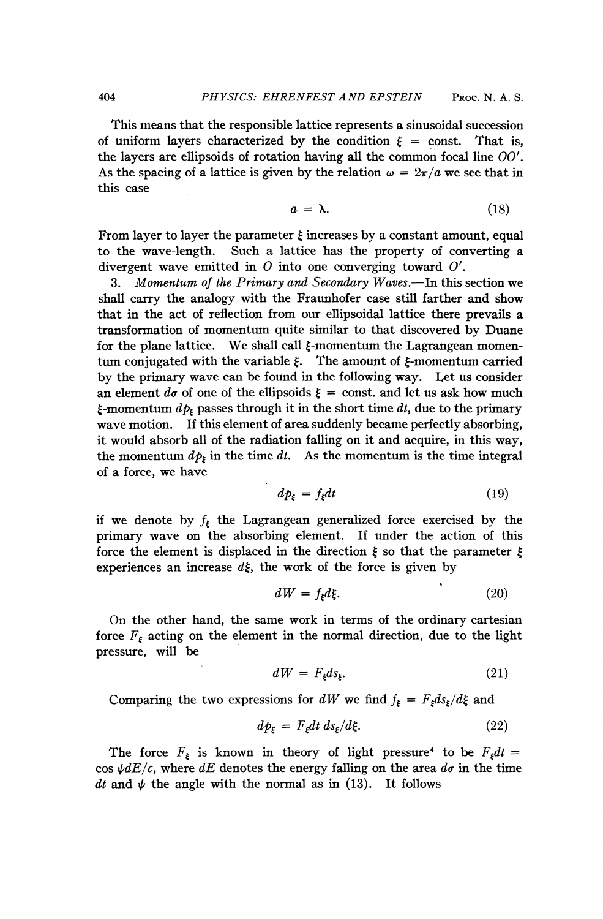This means that the responsible lattice represents a sinusoidal succession of uniform layers characterized by the condition $\xi$ = const. That is, the layers are ellipsoids of rotation having all the common focal line $OO'$. As the spacing of a lattice is given by the relation $\omega = 2\pi/a$ we see that in this case

$$a = \lambda. \tag{18}$$

From layer to layer the parameter $\xi$ increases by a constant amount, equal to the wave-length. Such a lattice has the property of converting a divergent wave emitted in $O$ into one converging toward $O'$.

3. *Momentum of the Primary and Secondary Waves.*—In this section we shall carry the analogy with the Fraunhofer case still farther and show that in the act of reflection from our ellipsoidal lattice there prevails a transformation of momentum quite similar to that discovered by Duane for the plane lattice. We shall call $\xi$-momentum the Lagrangean momentum conjugated with the variable $\xi$. The amount of $\xi$-momentum carried by the primary wave can be found in the following way. Let us consider an element $d\sigma$ of one of the ellipsoids $\xi$ = const. and let us ask how much $\xi$-momentum $dp_\xi$ passes through it in the short time $dt$, due to the primary wave motion. If this element of area suddenly became perfectly absorbing, it would absorb all of the radiation falling on it and acquire, in this way, the momentum $dp_\xi$ in the time $dt$. As the momentum is the time integral of a force, we have

$$dp_\xi = f_\xi dt \tag{19}$$

if we denote by $f_\xi$ the Lagrangean generalized force exercised by the primary wave on the absorbing element. If under the action of this force the element is displaced in the direction $\xi$ so that the parameter $\xi$ experiences an increase $d\xi$, the work of the force is given by

$$dW = f_\xi d\xi. \tag{20}$$

On the other hand, the same work in terms of the ordinary cartesian force $F_\xi$ acting on the element in the normal direction, due to the light pressure, will be

$$dW = F_\xi ds_\xi. \tag{21}$$

Comparing the two expressions for $dW$ we find $f_\xi = F_\xi ds_\xi/d\xi$ and

$$dp_\xi = F_\xi dt \, ds_\xi/d\xi. \tag{22}$$

The force $F_\xi$ is known in theory of light pressure[4] to be $F_\xi dt = \cos \psi dE/c$, where $dE$ denotes the energy falling on the area $d\sigma$ in the time $dt$ and $\psi$ the angle with the normal as in (13). It follows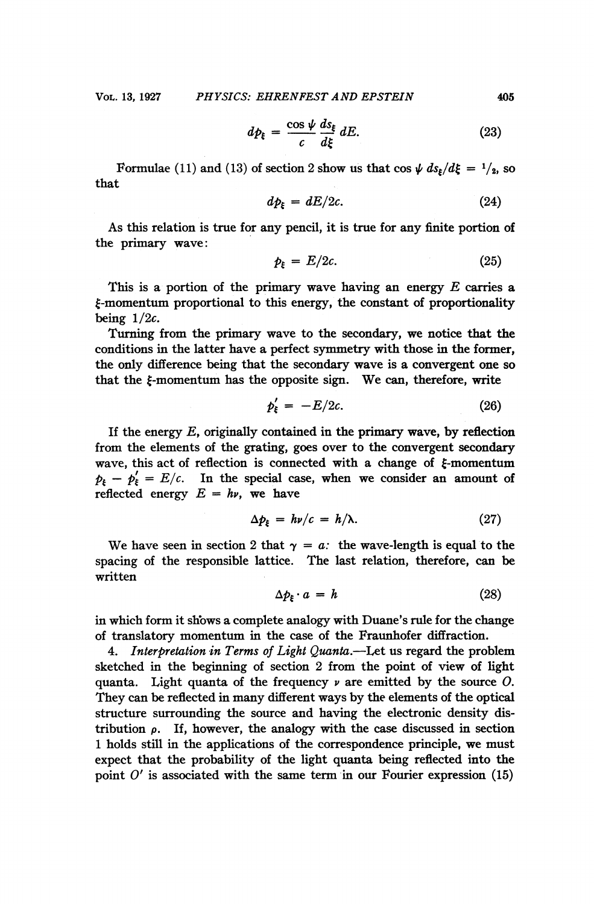$$dp_\xi = \frac{\cos\psi}{c}\frac{ds_\xi}{d\xi}\,dE. \tag{23}$$

Formulae (11) and (13) of section 2 show us that $\cos\psi\; ds_\xi/d\xi = {}^1/_2$, so that

$$dp_\xi = dE/2c. \tag{24}$$

As this relation is true for any pencil, it is true for any finite portion of the primary wave:

$$p_\xi = E/2c. \tag{25}$$

This is a portion of the primary wave having an energy $E$ carries a $\xi$-momentum proportional to this energy, the constant of proportionality being $1/2c$.

Turning from the primary wave to the secondary, we notice that the conditions in the latter have a perfect symmetry with those in the former, the only difference being that the secondary wave is a convergent one so that the $\xi$-momentum has the opposite sign. We can, therefore, write

$$p'_\xi = -E/2c. \tag{26}$$

If the energy $E$, originally contained in the primary wave, by reflection from the elements of the grating, goes over to the convergent secondary wave, this act of reflection is connected with a change of $\xi$-momentum $p_\xi - p'_\xi = E/c$. In the special case, when we consider an amount of reflected energy $E = h\nu$, we have

$$\Delta p_\xi = h\nu/c = h/\lambda. \tag{27}$$

We have seen in section 2 that $\gamma = a$: the wave-length is equal to the spacing of the responsible lattice. The last relation, therefore, can be written

$$\Delta p_\xi \cdot a = h \tag{28}$$

in which form it shows a complete analogy with Duane's rule for the change of translatory momentum in the case of the Fraunhofer diffraction.

4. *Interpretation in Terms of Light Quanta.*—Let us regard the problem sketched in the beginning of section 2 from the point of view of light quanta. Light quanta of the frequency $\nu$ are emitted by the source $O$. They can be reflected in many different ways by the elements of the optical structure surrounding the source and having the electronic density distribution $\rho$. If, however, the analogy with the case discussed in section 1 holds still in the applications of the correspondence principle, we must expect that the probability of the light quanta being reflected into the point $O'$ is associated with the same term in our Fourier expression (15)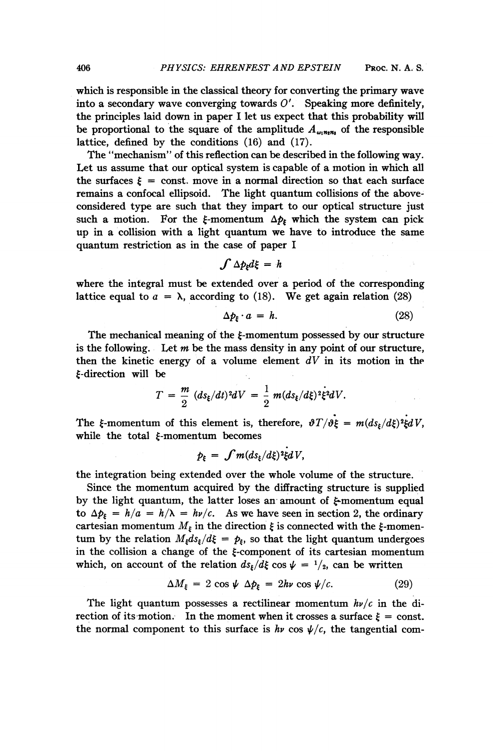which is responsible in the classical theory for converting the primary wave into a secondary wave converging towards $O'$. Speaking more definitely, the principles laid down in paper I let us expect that this probability will be proportional to the square of the amplitude $A_{\omega_1 n_2 n_3}$ of the responsible lattice, defined by the conditions (16) and (17).

The "mechanism" of this reflection can be described in the following way. Let us assume that our optical system is capable of a motion in which all the surfaces $\xi$ = const. move in a normal direction so that each surface remains a confocal ellipsoid. The light quantum collisions of the above-considered type are such that they impart to our optical structure just such a motion. For the $\xi$-momentum $\Delta p_\xi$ which the system can pick up in a collision with a light quantum we have to introduce the same quantum restriction as in the case of paper I

$$\int \Delta p_\xi d\xi = h$$

where the integral must be extended over a period of the corresponding lattice equal to $a = \lambda$, according to (18). We get again relation (28)

$$\Delta p_\xi \cdot a = h. \tag{28}$$

The mechanical meaning of the $\xi$-momentum possessed by our structure is the following. Let $m$ be the mass density in any point of our structure, then the kinetic energy of a volume element $dV$ in its motion in the $\xi$-direction will be

$$T = \frac{m}{2}(ds_\xi/dt)^2 dV = \frac{1}{2}m(ds_\xi/d\xi)^2\dot{\xi}^2 dV.$$

The $\xi$-momentum of this element is, therefore, $\partial T/\partial\dot{\xi} = m(ds_\xi/d\xi)^2\dot{\xi}dV$, while the total $\xi$-momentum becomes

$$p_\xi = \int m(ds_\xi/d\xi)^2\dot{\xi}dV,$$

the integration being extended over the whole volume of the structure.

Since the momentum acquired by the diffracting structure is supplied by the light quantum, the latter loses an amount of $\xi$-momentum equal to $\Delta p_\xi = h/a = h/\lambda = h\nu/c$. As we have seen in section 2, the ordinary cartesian momentum $M_\xi$ in the direction $\xi$ is connected with the $\xi$-momentum by the relation $M_\xi ds_\xi/d\xi = p_\xi$, so that the light quantum undergoes in the collision a change of the $\xi$-component of its cartesian momentum which, on account of the relation $ds_\xi/d\xi \cos\psi = 1/2$, can be written

$$\Delta M_\xi = 2\cos\psi\ \Delta p_\xi = 2h\nu\cos\psi/c. \tag{29}$$

The light quantum possesses a rectilinear momentum $h\nu/c$ in the direction of its motion. In the moment when it crosses a surface $\xi$ = const. the normal component to this surface is $h\nu\cos\psi/c$, the tangential com-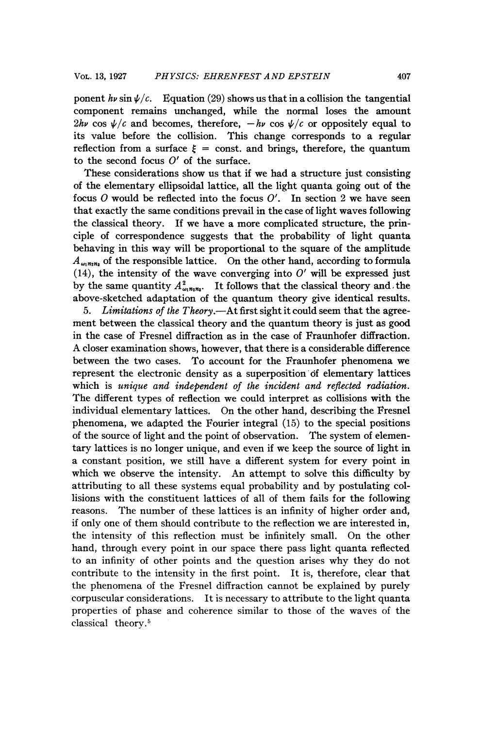ponent $h\nu \sin \psi/c$. Equation (29) shows us that in a collision the tangential component remains unchanged, while the normal loses the amount $2h\nu \cos \psi/c$ and becomes, therefore, $-h\nu \cos \psi/c$ or oppositely equal to its value before the collision. This change corresponds to a regular reflection from a surface $\xi$ = const. and brings, therefore, the quantum to the second focus $O'$ of the surface.

These considerations show us that if we had a structure just consisting of the elementary ellipsoidal lattice, all the light quanta going out of the focus $O$ would be reflected into the focus $O'$. In section 2 we have seen that exactly the same conditions prevail in the case of light waves following the classical theory. If we have a more complicated structure, the principle of correspondence suggests that the probability of light quanta behaving in this way will be proportional to the square of the amplitude $A_{\omega_1 n_2 n_3}$ of the responsible lattice. On the other hand, according to formula (14), the intensity of the wave converging into $O'$ will be expressed just by the same quantity $A^2_{\omega_1 n_2 n_3}$. It follows that the classical theory and the above-sketched adaptation of the quantum theory give identical results.

5. *Limitations of the Theory.*—At first sight it could seem that the agreement between the classical theory and the quantum theory is just as good in the case of Fresnel diffraction as in the case of Fraunhofer diffraction. A closer examination shows, however, that there is a considerable difference between the two cases. To account for the Fraunhofer phenomena we represent the electronic density as a superposition of elementary lattices which is *unique and independent of the incident and reflected radiation.* The different types of reflection we could interpret as collisions with the individual elementary lattices. On the other hand, describing the Fresnel phenomena, we adapted the Fourier integral (15) to the special positions of the source of light and the point of observation. The system of elementary lattices is no longer unique, and even if we keep the source of light in a constant position, we still have a different system for every point in which we observe the intensity. An attempt to solve this difficulty by attributing to all these systems equal probability and by postulating collisions with the constituent lattices of all of them fails for the following reasons. The number of these lattices is an infinity of higher order and, if only one of them should contribute to the reflection we are interested in, the intensity of this reflection must be infinitely small. On the other hand, through every point in our space there pass light quanta reflected to an infinity of other points and the question arises why they do not contribute to the intensity in the first point. It is, therefore, clear that the phenomena of the Fresnel diffraction cannot be explained by purely corpuscular considerations. It is necessary to attribute to the light quanta properties of phase and coherence similar to those of the waves of the classical theory.[5]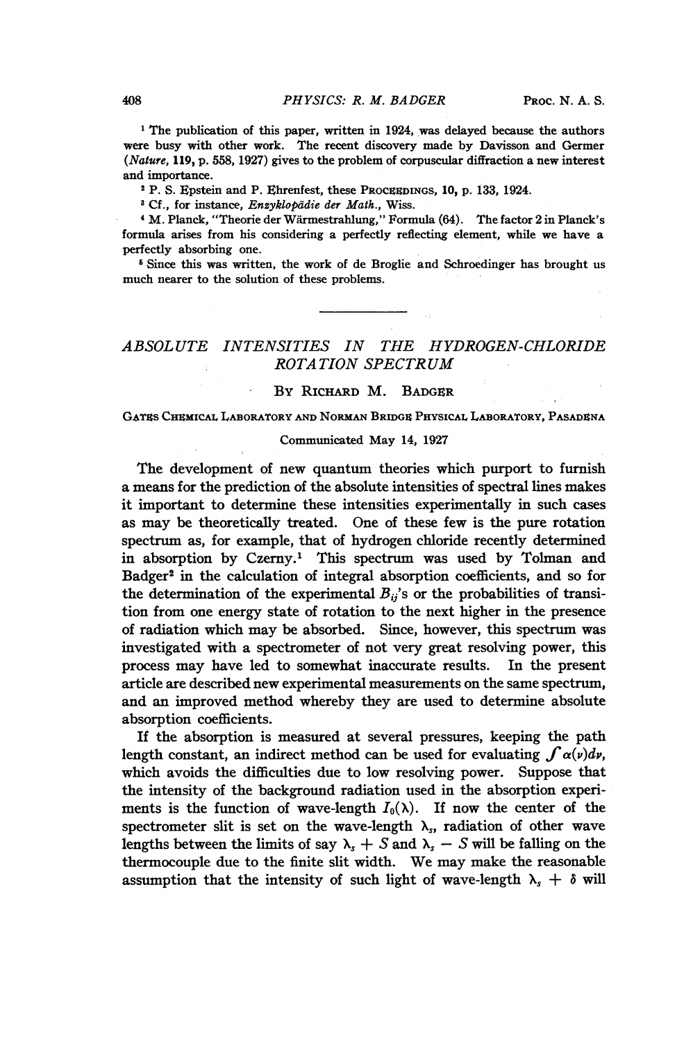[1] The publication of this paper, written in 1924, was delayed because the authors were busy with other work. The recent discovery made by Davisson and Germer (*Nature*, **119**, p. 558, 1927) gives to the problem of corpuscular diffraction a new interest and importance.

[2] P. S. Epstein and P. Ehrenfest, these PROCEEDINGS, **10**, p. 133, 1924.

[3] Cf., for instance, *Enzyklopädie der Math.*, Wiss.

[4] M. Planck, "Theorie der Wärmestrahlung," Formula (64). The factor 2 in Planck's formula arises from his considering a perfectly reflecting element, while we have a perfectly absorbing one.

[5] Since this was written, the work of de Broglie and Schroedinger has brought us much nearer to the solution of these problems.

---

# ABSOLUTE INTENSITIES IN THE HYDROGEN-CHLORIDE ROTATION SPECTRUM

By Richard M. Badger

Gates Chemical Laboratory and Norman Bridge Physical Laboratory, Pasadena

Communicated May 14, 1927

The development of new quantum theories which purport to furnish a means for the prediction of the absolute intensities of spectral lines makes it important to determine these intensities experimentally in such cases as may be theoretically treated. One of these few is the pure rotation spectrum as, for example, that of hydrogen chloride recently determined in absorption by Czerny.[1] This spectrum was used by Tolman and Badger[2] in the calculation of integral absorption coefficients, and so for the determination of the experimental $B_{ij}$'s or the probabilities of transition from one energy state of rotation to the next higher in the presence of radiation which may be absorbed. Since, however, this spectrum was investigated with a spectrometer of not very great resolving power, this process may have led to somewhat inaccurate results. In the present article are described new experimental measurements on the same spectrum, and an improved method whereby they are used to determine absolute absorption coefficients.

If the absorption is measured at several pressures, keeping the path length constant, an indirect method can be used for evaluating $\int \alpha(\nu)d\nu$, which avoids the difficulties due to low resolving power. Suppose that the intensity of the background radiation used in the absorption experiments is the function of wave-length $I_0(\lambda)$. If now the center of the spectrometer slit is set on the wave-length $\lambda_s$, radiation of other wave lengths between the limits of say $\lambda_s + S$ and $\lambda_s - S$ will be falling on the thermocouple due to the finite slit width. We may make the reasonable assumption that the intensity of such light of wave-length $\lambda_s + \delta$ will